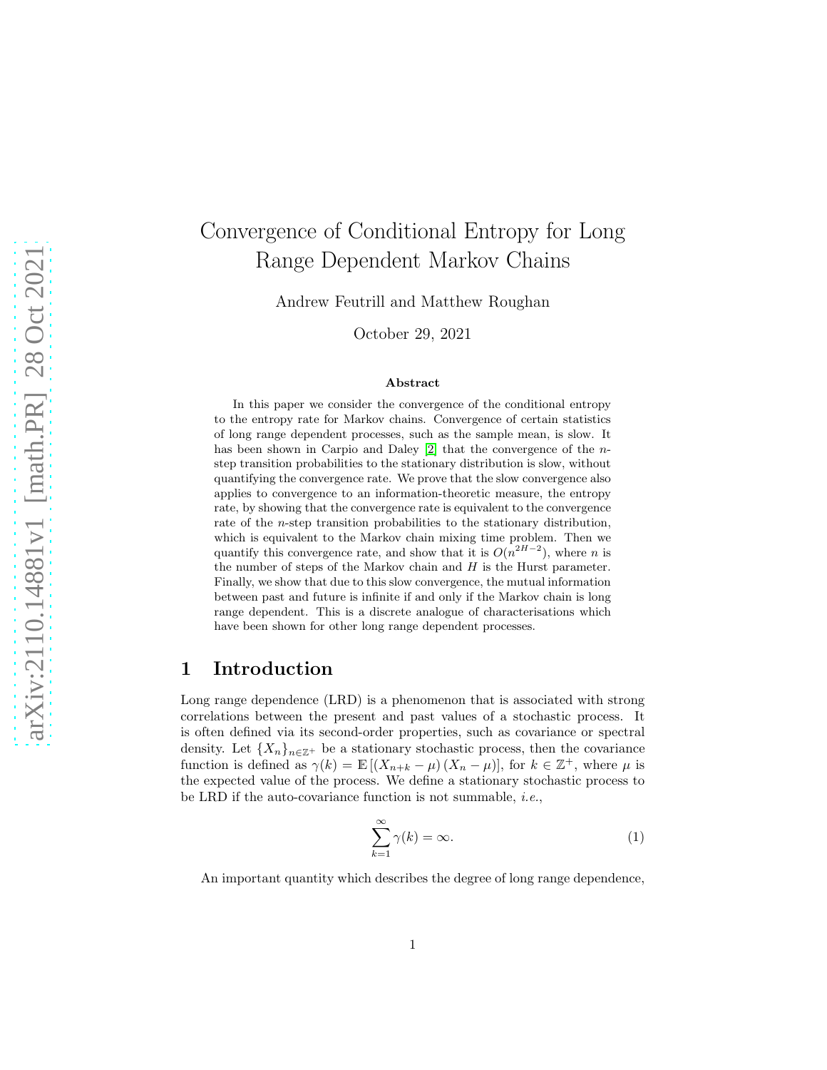# Convergence of Conditional Entropy for Long Range Dependent Markov Chains

Andrew Feutrill and Matthew Roughan

October 29, 2021

### Abstract

In this paper we consider the convergence of the conditional entropy to the entropy rate for Markov chains. Convergence of certain statistics of long range dependent processes, such as the sample mean, is slow. It has been shown in Carpio and Daley [2] that the convergence of the $n$-step transition probabilities to the stationary distribution is slow, without quantifying the convergence rate. We prove that the slow convergence also applies to convergence to an information-theoretic measure, the entropy rate, by showing that the convergence rate is equivalent to the convergence rate of the $n$-step transition probabilities to the stationary distribution, which is equivalent to the Markov chain mixing time problem. Then we quantify this convergence rate, and show that it is $O(n^{2H-2})$, where $n$ is the number of steps of the Markov chain and $H$ is the Hurst parameter. Finally, we show that due to this slow convergence, the mutual information between past and future is infinite if and only if the Markov chain is long range dependent. This is a discrete analogue of characterisations which have been shown for other long range dependent processes.

## 1 Introduction

Long range dependence (LRD) is a phenomenon that is associated with strong correlations between the present and past values of a stochastic process. It is often defined via its second-order properties, such as covariance or spectral density. Let $\{X_n\}_{n\in\mathbb{Z}^+}$ be a stationary stochastic process, then the covariance function is defined as $\gamma(k) = \mathbb{E}\left[(X_{n+k} - \mu)(X_n - \mu)\right]$, for $k \in \mathbb{Z}^+$, where $\mu$ is the expected value of the process. We define a stationary stochastic process to be LRD if the auto-covariance function is not summable, *i.e.*,

$$\sum_{k=1}^{\infty} \gamma(k) = \infty. \tag{1}$$

An important quantity which describes the degree of long range dependence,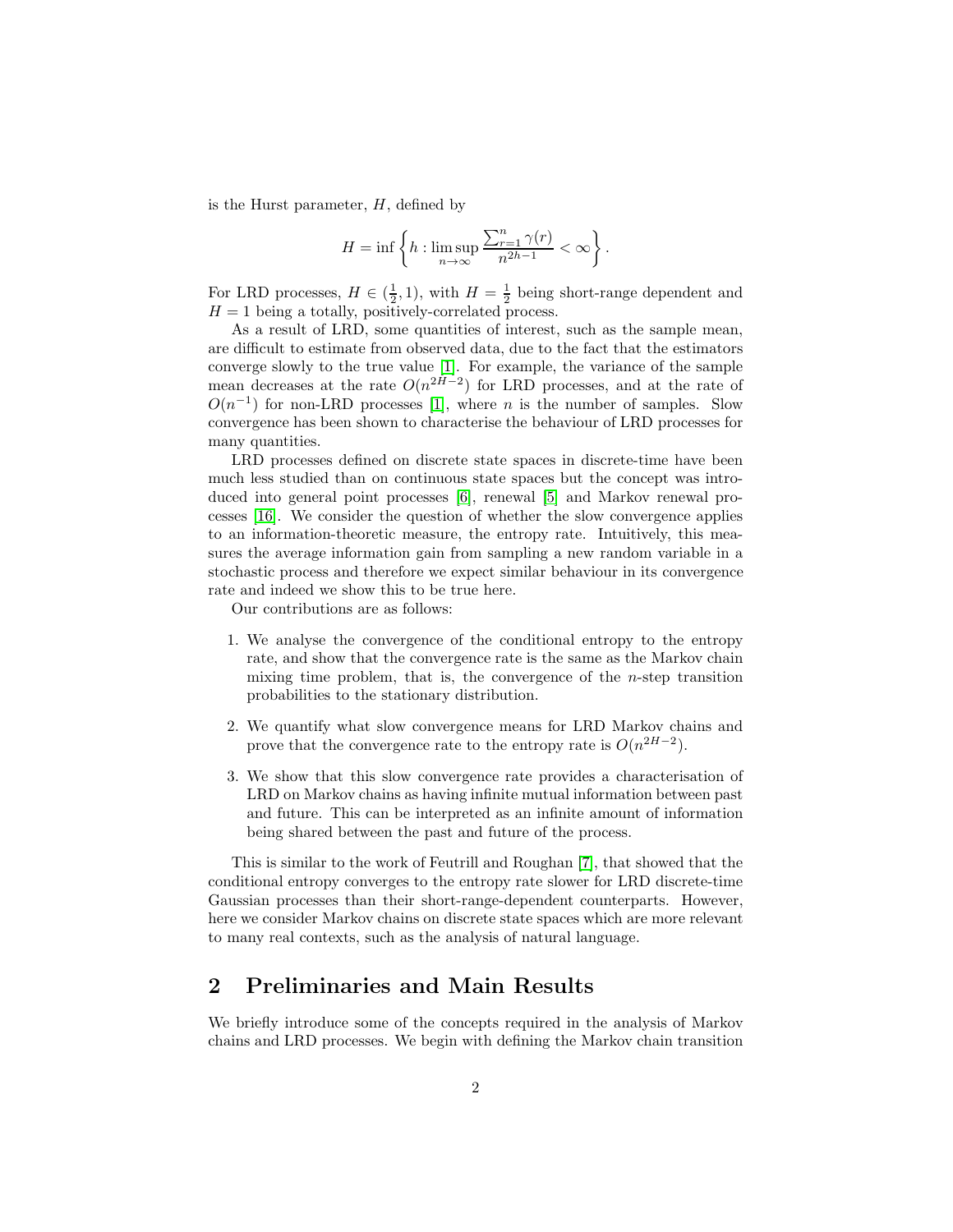is the Hurst parameter, $H$, defined by

$$H = \inf \left\{ h : \limsup_{n\to\infty} \frac{\sum_{r=1}^{n} \gamma(r)}{n^{2h-1}} < \infty \right\}.$$

For LRD processes, $H \in (\frac{1}{2}, 1)$, with $H = \frac{1}{2}$ being short-range dependent and $H = 1$ being a totally, positively-correlated process.

As a result of LRD, some quantities of interest, such as the sample mean, are difficult to estimate from observed data, due to the fact that the estimators converge slowly to the true value [1]. For example, the variance of the sample mean decreases at the rate $O(n^{2H-2})$ for LRD processes, and at the rate of $O(n^{-1})$ for non-LRD processes [1], where $n$ is the number of samples. Slow convergence has been shown to characterise the behaviour of LRD processes for many quantities.

LRD processes defined on discrete state spaces in discrete-time have been much less studied than on continuous state spaces but the concept was introduced into general point processes [6], renewal [5] and Markov renewal processes [16]. We consider the question of whether the slow convergence applies to an information-theoretic measure, the entropy rate. Intuitively, this measures the average information gain from sampling a new random variable in a stochastic process and therefore we expect similar behaviour in its convergence rate and indeed we show this to be true here.

Our contributions are as follows:

1. We analyse the convergence of the conditional entropy to the entropy rate, and show that the convergence rate is the same as the Markov chain mixing time problem, that is, the convergence of the $n$-step transition probabilities to the stationary distribution.
2. We quantify what slow convergence means for LRD Markov chains and prove that the convergence rate to the entropy rate is $O(n^{2H-2})$.
3. We show that this slow convergence rate provides a characterisation of LRD on Markov chains as having infinite mutual information between past and future. This can be interpreted as an infinite amount of information being shared between the past and future of the process.

This is similar to the work of Feutrill and Roughan [7], that showed that the conditional entropy converges to the entropy rate slower for LRD discrete-time Gaussian processes than their short-range-dependent counterparts. However, here we consider Markov chains on discrete state spaces which are more relevant to many real contexts, such as the analysis of natural language.

## 2 Preliminaries and Main Results

We briefly introduce some of the concepts required in the analysis of Markov chains and LRD processes. We begin with defining the Markov chain transition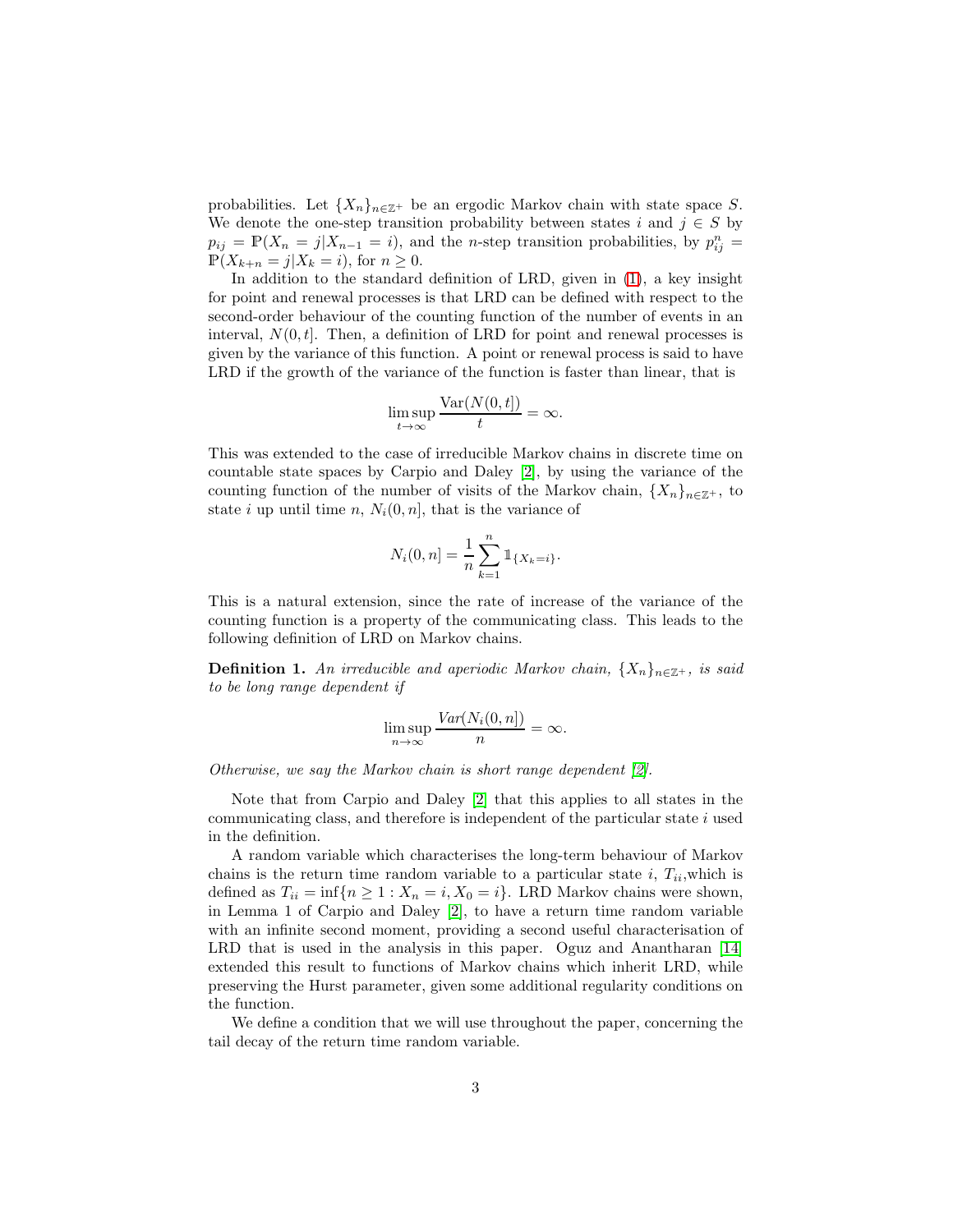probabilities. Let $\{X_n\}_{n\in\mathbb{Z}^+}$ be an ergodic Markov chain with state space $S$. We denote the one-step transition probability between states $i$ and $j \in S$ by $p_{ij} = \mathbb{P}(X_n = j|X_{n-1} = i)$, and the $n$-step transition probabilities, by $p^n_{ij} = \mathbb{P}(X_{k+n} = j|X_k = i)$, for $n \geq 0$.

In addition to the standard definition of LRD, given in (1), a key insight for point and renewal processes is that LRD can be defined with respect to the second-order behaviour of the counting function of the number of events in an interval, $N(0,t]$. Then, a definition of LRD for point and renewal processes is given by the variance of this function. A point or renewal process is said to have LRD if the growth of the variance of the function is faster than linear, that is

$$\limsup_{t\to\infty} \frac{\mathrm{Var}(N(0,t])}{t} = \infty.$$

This was extended to the case of irreducible Markov chains in discrete time on countable state spaces by Carpio and Daley [2], by using the variance of the counting function of the number of visits of the Markov chain, $\{X_n\}_{n\in\mathbb{Z}^+}$, to state $i$ up until time $n$, $N_i(0,n]$, that is the variance of

$$N_i(0,n] = \frac{1}{n}\sum_{k=1}^{n} \mathbb{1}_{\{X_k=i\}}.$$

This is a natural extension, since the rate of increase of the variance of the counting function is a property of the communicating class. This leads to the following definition of LRD on Markov chains.

**Definition 1.** *An irreducible and aperiodic Markov chain, $\{X_n\}_{n\in\mathbb{Z}^+}$, is said to be long range dependent if*

$$\limsup_{n\to\infty} \frac{Var(N_i(0,n])}{n} = \infty.$$

*Otherwise, we say the Markov chain is short range dependent [2].*

Note that from Carpio and Daley [2] that this applies to all states in the communicating class, and therefore is independent of the particular state $i$ used in the definition.

A random variable which characterises the long-term behaviour of Markov chains is the return time random variable to a particular state $i$, $T_{ii}$,which is defined as $T_{ii} = \inf\{n \geq 1 : X_n = i, X_0 = i\}$. LRD Markov chains were shown, in Lemma 1 of Carpio and Daley [2], to have a return time random variable with an infinite second moment, providing a second useful characterisation of LRD that is used in the analysis in this paper. Oguz and Anantharan [14] extended this result to functions of Markov chains which inherit LRD, while preserving the Hurst parameter, given some additional regularity conditions on the function.

We define a condition that we will use throughout the paper, concerning the tail decay of the return time random variable.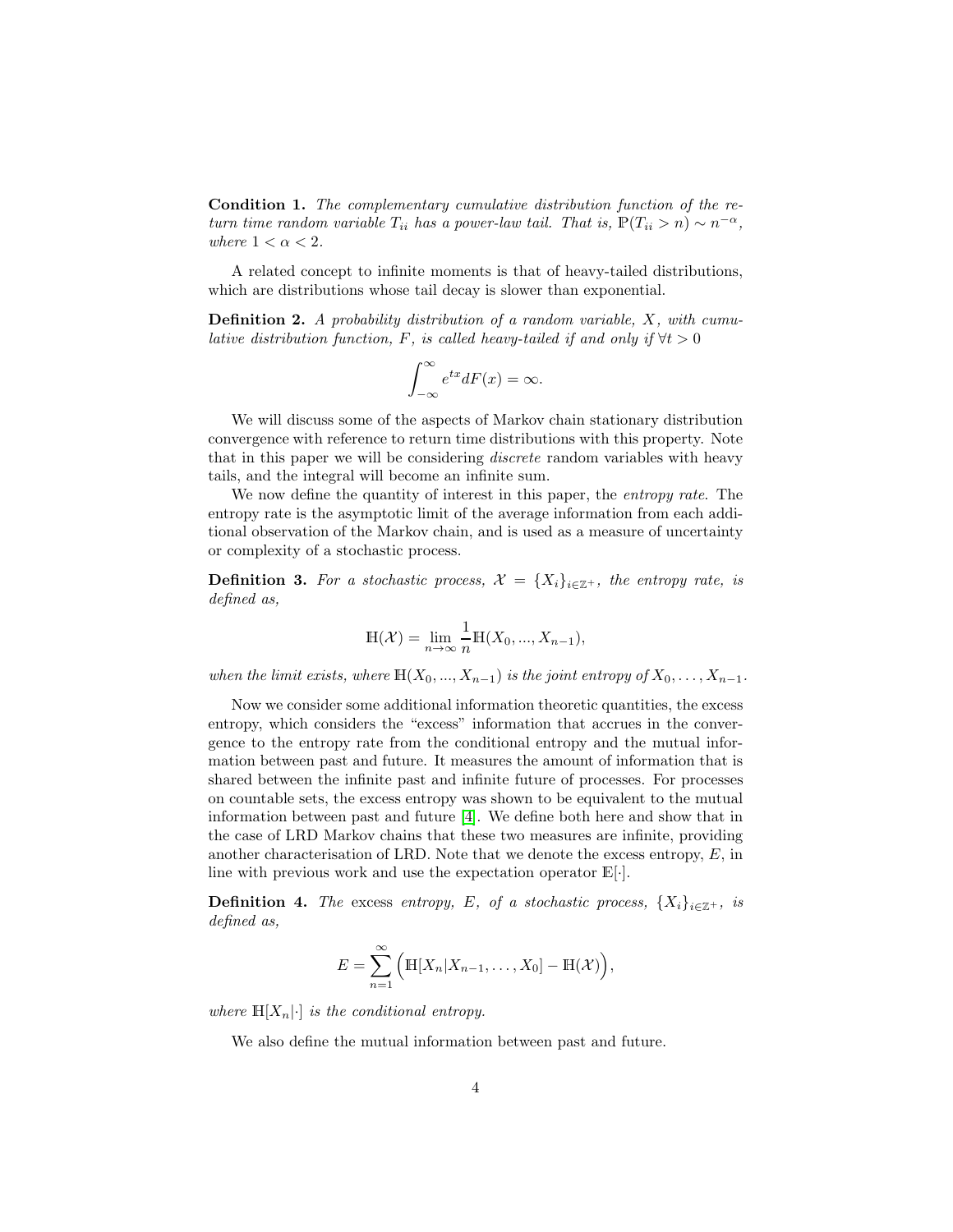**Condition 1.** *The complementary cumulative distribution function of the return time random variable $T_{ii}$ has a power-law tail. That is, $\mathbb{P}(T_{ii} > n) \sim n^{-\alpha}$, where $1 < \alpha < 2$.*

A related concept to infinite moments is that of heavy-tailed distributions, which are distributions whose tail decay is slower than exponential.

**Definition 2.** *A probability distribution of a random variable, $X$, with cumulative distribution function, $F$, is called heavy-tailed if and only if $\forall t > 0$*

$$\int_{-\infty}^{\infty} e^{tx} dF(x) = \infty.$$

We will discuss some of the aspects of Markov chain stationary distribution convergence with reference to return time distributions with this property. Note that in this paper we will be considering *discrete* random variables with heavy tails, and the integral will become an infinite sum.

We now define the quantity of interest in this paper, the *entropy rate*. The entropy rate is the asymptotic limit of the average information from each additional observation of the Markov chain, and is used as a measure of uncertainty or complexity of a stochastic process.

**Definition 3.** *For a stochastic process, $\mathcal{X} = \{X_i\}_{i \in \mathbb{Z}^+}$, the entropy rate, is defined as,*

$$\mathbb{H}(\mathcal{X}) = \lim_{n \to \infty} \frac{1}{n} \mathbb{H}(X_0, ..., X_{n-1}),$$

*when the limit exists, where $\mathbb{H}(X_0, ..., X_{n-1})$ is the joint entropy of $X_0, \ldots, X_{n-1}$.*

Now we consider some additional information theoretic quantities, the excess entropy, which considers the "excess" information that accrues in the convergence to the entropy rate from the conditional entropy and the mutual information between past and future. It measures the amount of information that is shared between the infinite past and infinite future of processes. For processes on countable sets, the excess entropy was shown to be equivalent to the mutual information between past and future [4]. We define both here and show that in the case of LRD Markov chains that these two measures are infinite, providing another characterisation of LRD. Note that we denote the excess entropy, $E$, in line with previous work and use the expectation operator $\mathbb{E}[\cdot]$.

**Definition 4.** *The* excess *entropy, $E$, of a stochastic process, $\{X_i\}_{i \in \mathbb{Z}^+}$, is defined as,*

$$E = \sum_{n=1}^{\infty} \Big( \mathbb{H}[X_n | X_{n-1}, \ldots, X_0] - \mathbb{H}(\mathcal{X}) \Big),$$

*where $\mathbb{H}[X_n|\cdot]$ is the conditional entropy.*

We also define the mutual information between past and future.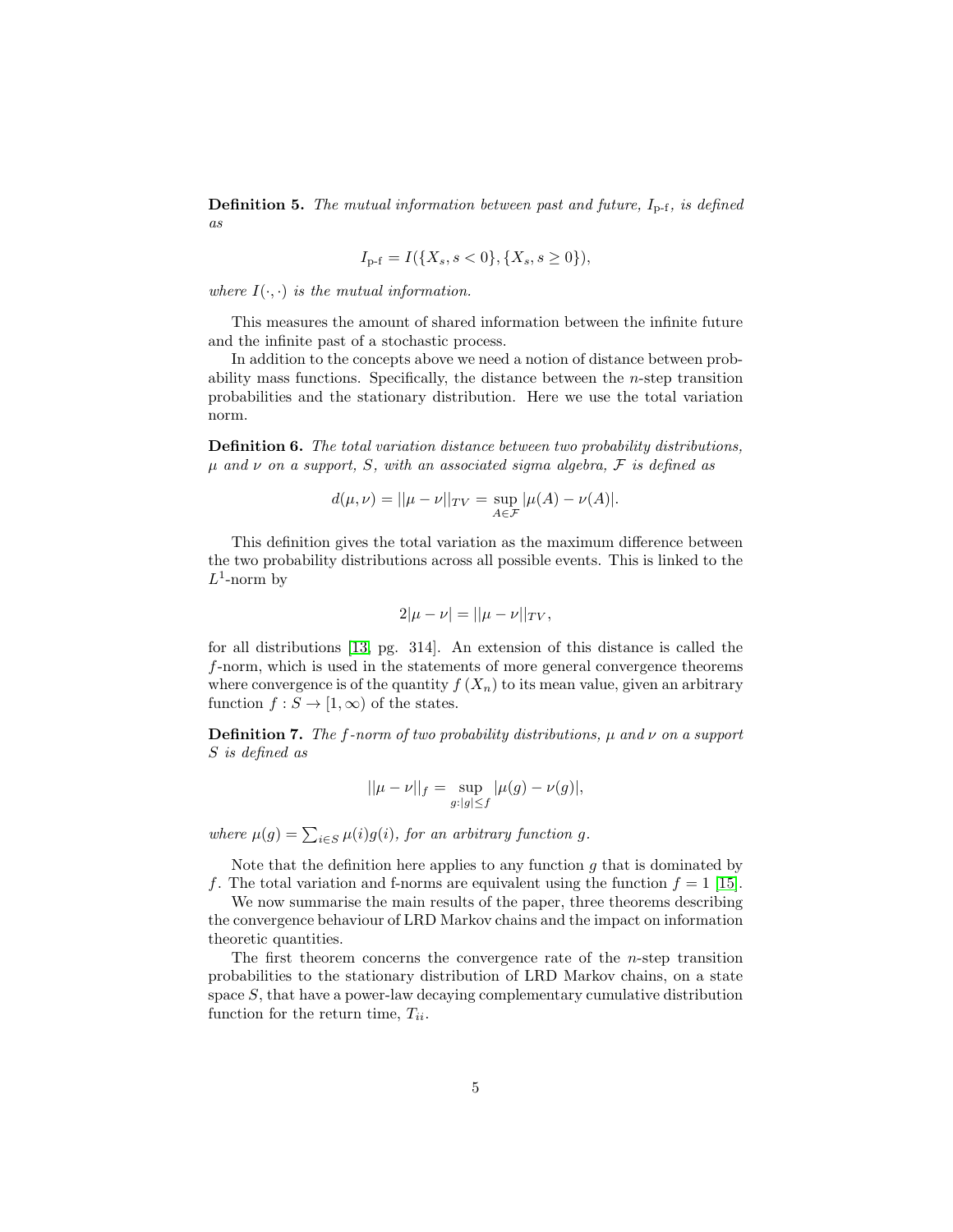**Definition 5.** *The mutual information between past and future, $I_{\text{p-f}}$, is defined as*

$$I_{\text{p-f}} = I(\{X_s, s < 0\}, \{X_s, s \geq 0\}),$$

*where $I(\cdot, \cdot)$ is the mutual information.*

This measures the amount of shared information between the infinite future and the infinite past of a stochastic process.

In addition to the concepts above we need a notion of distance between probability mass functions. Specifically, the distance between the $n$-step transition probabilities and the stationary distribution. Here we use the total variation norm.

**Definition 6.** *The total variation distance between two probability distributions, $\mu$ and $\nu$ on a support, $S$, with an associated sigma algebra, $\mathcal{F}$ is defined as*

$$d(\mu, \nu) = ||\mu - \nu||_{TV} = \sup_{A \in \mathcal{F}} |\mu(A) - \nu(A)|.$$

This definition gives the total variation as the maximum difference between the two probability distributions across all possible events. This is linked to the $L^1$-norm by

$$2|\mu - \nu| = ||\mu - \nu||_{TV},$$

for all distributions [13, pg. 314]. An extension of this distance is called the $f$-norm, which is used in the statements of more general convergence theorems where convergence is of the quantity $f(X_n)$ to its mean value, given an arbitrary function $f : S \to [1, \infty)$ of the states.

**Definition 7.** *The $f$-norm of two probability distributions, $\mu$ and $\nu$ on a support $S$ is defined as*

$$||\mu - \nu||_f = \sup_{g:|g| \leq f} |\mu(g) - \nu(g)|,$$

*where $\mu(g) = \sum_{i \in S} \mu(i) g(i)$, for an arbitrary function $g$.*

Note that the definition here applies to any function $g$ that is dominated by $f$. The total variation and f-norms are equivalent using the function $f = 1$ [15].

We now summarise the main results of the paper, three theorems describing the convergence behaviour of LRD Markov chains and the impact on information theoretic quantities.

The first theorem concerns the convergence rate of the $n$-step transition probabilities to the stationary distribution of LRD Markov chains, on a state space $S$, that have a power-law decaying complementary cumulative distribution function for the return time, $T_{ii}$.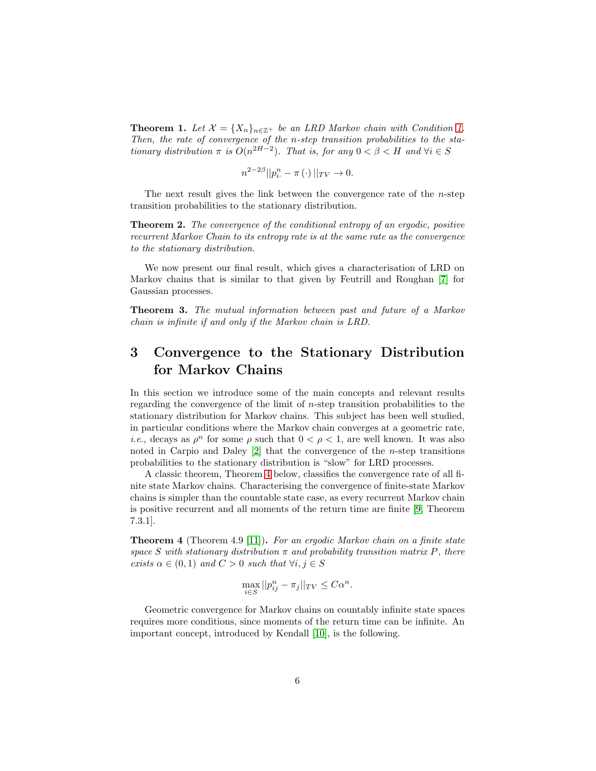**Theorem 1.** *Let $\mathcal{X} = \{X_n\}_{n \in \mathbb{Z}^+}$ be an LRD Markov chain with Condition 1. Then, the rate of convergence of the $n$-step transition probabilities to the stationary distribution $\pi$ is $O(n^{2H-2})$. That is, for any $0 < \beta < H$ and $\forall i \in S$*

$$n^{2-2\beta} ||p_{i\cdot}^n - \pi(\cdot)||_{TV} \to 0.$$

The next result gives the link between the convergence rate of the $n$-step transition probabilities to the stationary distribution.

**Theorem 2.** *The convergence of the conditional entropy of an ergodic, positive recurrent Markov Chain to its entropy rate is at the same rate as the convergence to the stationary distribution.*

We now present our final result, which gives a characterisation of LRD on Markov chains that is similar to that given by Feutrill and Roughan [7] for Gaussian processes.

**Theorem 3.** *The mutual information between past and future of a Markov chain is infinite if and only if the Markov chain is LRD.*

# 3 Convergence to the Stationary Distribution for Markov Chains

In this section we introduce some of the main concepts and relevant results regarding the convergence of the limit of $n$-step transition probabilities to the stationary distribution for Markov chains. This subject has been well studied, in particular conditions where the Markov chain converges at a geometric rate, *i.e.,* decays as $\rho^n$ for some $\rho$ such that $0 < \rho < 1$, are well known. It was also noted in Carpio and Daley [2] that the convergence of the $n$-step transitions probabilities to the stationary distribution is "slow" for LRD processes.

A classic theorem, Theorem 4 below, classifies the convergence rate of all finite state Markov chains. Characterising the convergence of finite-state Markov chains is simpler than the countable state case, as every recurrent Markov chain is positive recurrent and all moments of the return time are finite [9, Theorem 7.3.1].

**Theorem 4** (Theorem 4.9 [11])**.** *For an ergodic Markov chain on a finite state space $S$ with stationary distribution $\pi$ and probability transition matrix $P$, there exists $\alpha \in (0,1)$ and $C > 0$ such that $\forall i,j \in S$*

$$\max_{i \in S} ||p_{ij}^n - \pi_j||_{TV} \leq C\alpha^n.$$

Geometric convergence for Markov chains on countably infinite state spaces requires more conditions, since moments of the return time can be infinite. An important concept, introduced by Kendall [10], is the following.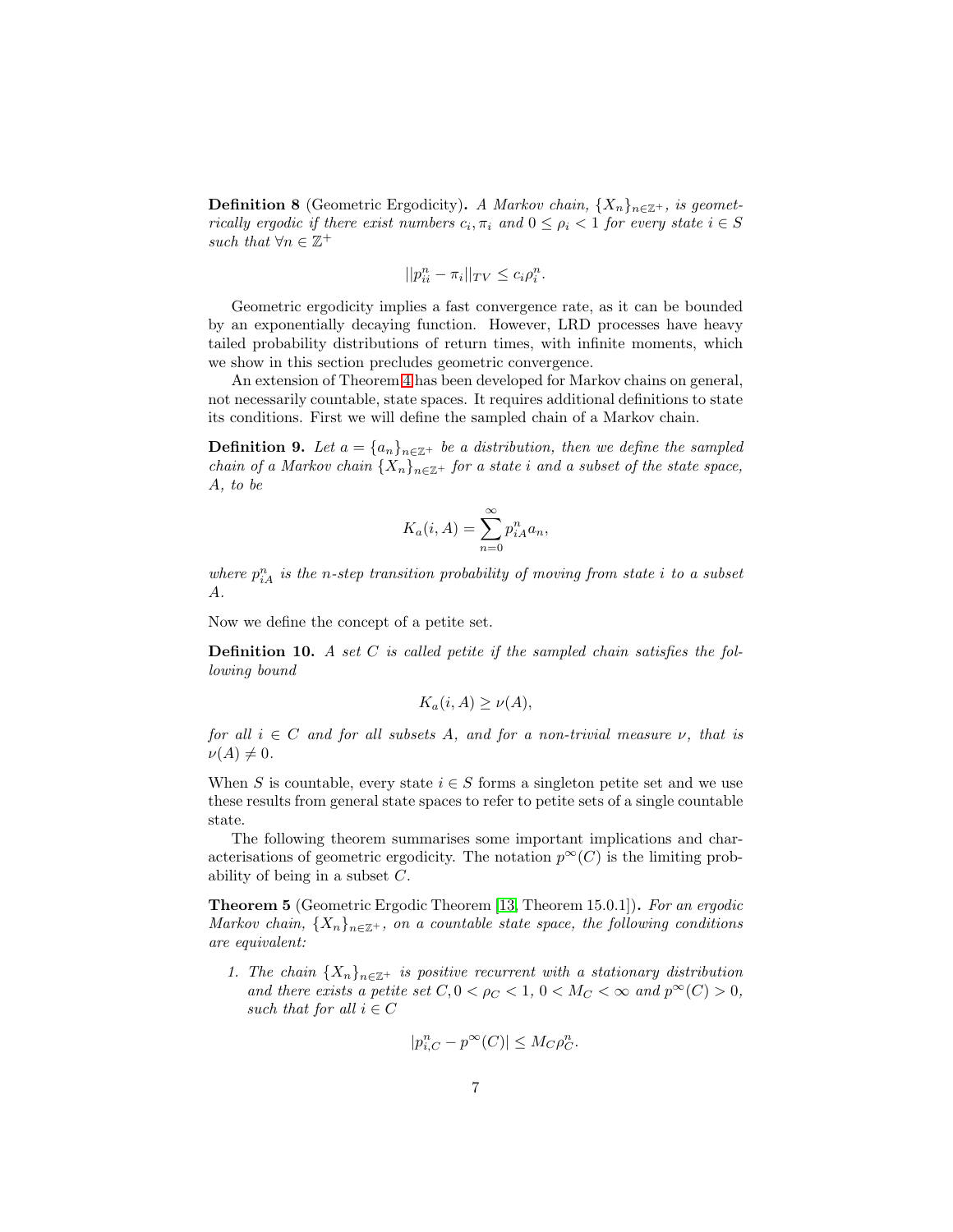**Definition 8** (Geometric Ergodicity)**.** *A Markov chain, $\{X_n\}_{n\in\mathbb{Z}^+}$, is geometrically ergodic if there exist numbers $c_i, \pi_i$ and $0 \leq \rho_i < 1$ for every state $i \in S$ such that $\forall n \in \mathbb{Z}^+$*

$$||p^n_{ii} - \pi_i||_{TV} \leq c_i \rho_i^n.$$

Geometric ergodicity implies a fast convergence rate, as it can be bounded by an exponentially decaying function. However, LRD processes have heavy tailed probability distributions of return times, with infinite moments, which we show in this section precludes geometric convergence.

An extension of Theorem 4 has been developed for Markov chains on general, not necessarily countable, state spaces. It requires additional definitions to state its conditions. First we will define the sampled chain of a Markov chain.

**Definition 9.** *Let $a = \{a_n\}_{n\in\mathbb{Z}^+}$ be a distribution, then we define the sampled chain of a Markov chain $\{X_n\}_{n\in\mathbb{Z}^+}$ for a state $i$ and a subset of the state space, $A$, to be*

$$K_a(i, A) = \sum_{n=0}^{\infty} p^n_{iA} a_n,$$

*where $p^n_{iA}$ is the $n$-step transition probability of moving from state $i$ to a subset $A$.*

Now we define the concept of a petite set.

**Definition 10.** *A set $C$ is called petite if the sampled chain satisfies the following bound*

$$K_a(i, A) \geq \nu(A),$$

*for all $i \in C$ and for all subsets $A$, and for a non-trivial measure $\nu$, that is $\nu(A) \neq 0$.*

When $S$ is countable, every state $i \in S$ forms a singleton petite set and we use these results from general state spaces to refer to petite sets of a single countable state.

The following theorem summarises some important implications and characterisations of geometric ergodicity. The notation $p^\infty(C)$ is the limiting probability of being in a subset $C$.

**Theorem 5** (Geometric Ergodic Theorem [13, Theorem 15.0.1])**.** *For an ergodic Markov chain, $\{X_n\}_{n\in\mathbb{Z}^+}$, on a countable state space, the following conditions are equivalent:*

1. *The chain $\{X_n\}_{n\in\mathbb{Z}^+}$ is positive recurrent with a stationary distribution and there exists a petite set $C, 0 < \rho_C < 1$, $0 < M_C < \infty$ and $p^\infty(C) > 0$, such that for all $i \in C$*

$$|p^n_{i,C} - p^\infty(C)| \leq M_C \rho_C^n.$$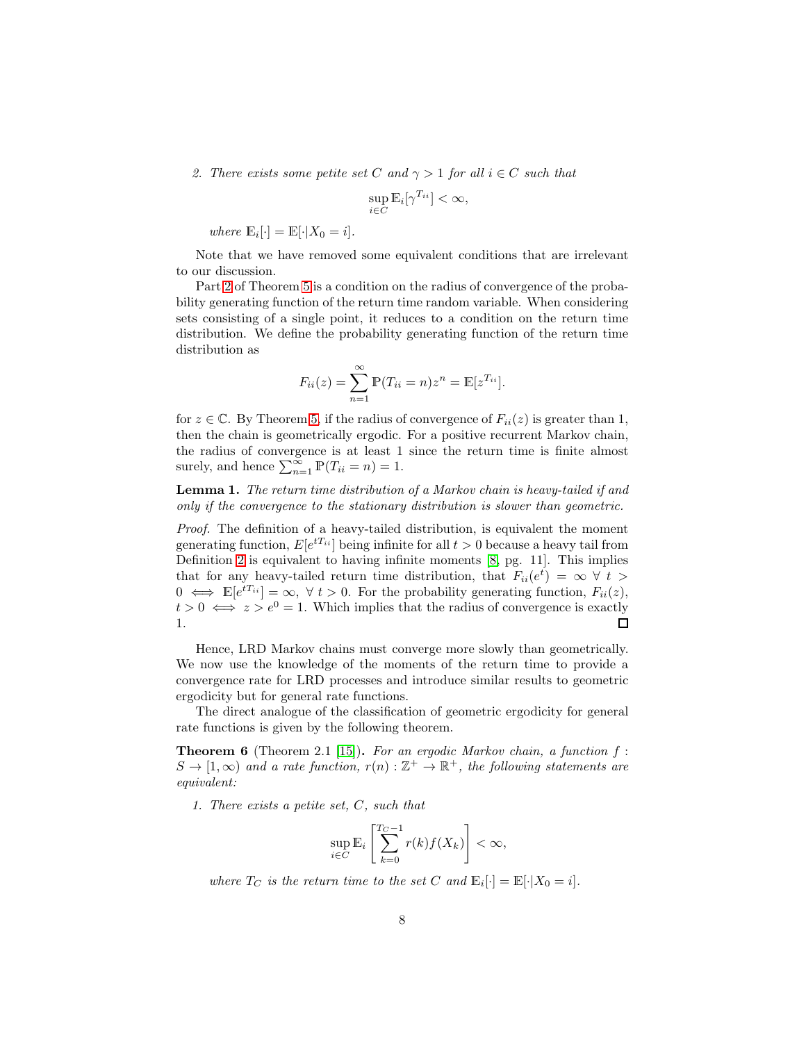2. *There exists some petite set $C$ and $\gamma > 1$ for all $i \in C$ such that*

$$\sup_{i \in C} \mathbb{E}_i[\gamma^{T_{ii}}] < \infty,$$

*where $\mathbb{E}_i[\cdot] = \mathbb{E}[\cdot | X_0 = i]$.*

Note that we have removed some equivalent conditions that are irrelevant to our discussion.

Part 2 of Theorem 5 is a condition on the radius of convergence of the probability generating function of the return time random variable. When considering sets consisting of a single point, it reduces to a condition on the return time distribution. We define the probability generating function of the return time distribution as

$$F_{ii}(z) = \sum_{n=1}^{\infty} \mathbb{P}(T_{ii} = n) z^n = \mathbb{E}[z^{T_{ii}}].$$

for $z \in \mathbb{C}$. By Theorem 5, if the radius of convergence of $F_{ii}(z)$ is greater than 1, then the chain is geometrically ergodic. For a positive recurrent Markov chain, the radius of convergence is at least 1 since the return time is finite almost surely, and hence $\sum_{n=1}^{\infty} \mathbb{P}(T_{ii} = n) = 1$.

**Lemma 1.** *The return time distribution of a Markov chain is heavy-tailed if and only if the convergence to the stationary distribution is slower than geometric.*

*Proof.* The definition of a heavy-tailed distribution, is equivalent the moment generating function, $E[e^{tT_{ii}}]$ being infinite for all $t > 0$ because a heavy tail from Definition 2 is equivalent to having infinite moments [8, pg. 11]. This implies that for any heavy-tailed return time distribution, that $F_{ii}(e^t) = \infty \ \forall \ t > 0 \iff \mathbb{E}[e^{tT_{ii}}] = \infty, \ \forall \ t > 0$. For the probability generating function, $F_{ii}(z)$, $t > 0 \iff z > e^0 = 1$. Which implies that the radius of convergence is exactly 1. □

Hence, LRD Markov chains must converge more slowly than geometrically. We now use the knowledge of the moments of the return time to provide a convergence rate for LRD processes and introduce similar results to geometric ergodicity but for general rate functions.

The direct analogue of the classification of geometric ergodicity for general rate functions is given by the following theorem.

**Theorem 6** (Theorem 2.1 [15]). *For an ergodic Markov chain, a function $f : S \to [1, \infty)$ and a rate function, $r(n) : \mathbb{Z}^+ \to \mathbb{R}^+$, the following statements are equivalent:*

1. *There exists a petite set, $C$, such that*

$$\sup_{i \in C} \mathbb{E}_i \left[ \sum_{k=0}^{T_C - 1} r(k) f(X_k) \right] < \infty,$$

*where $T_C$ is the return time to the set $C$ and $\mathbb{E}_i[\cdot] = \mathbb{E}[\cdot | X_0 = i]$.*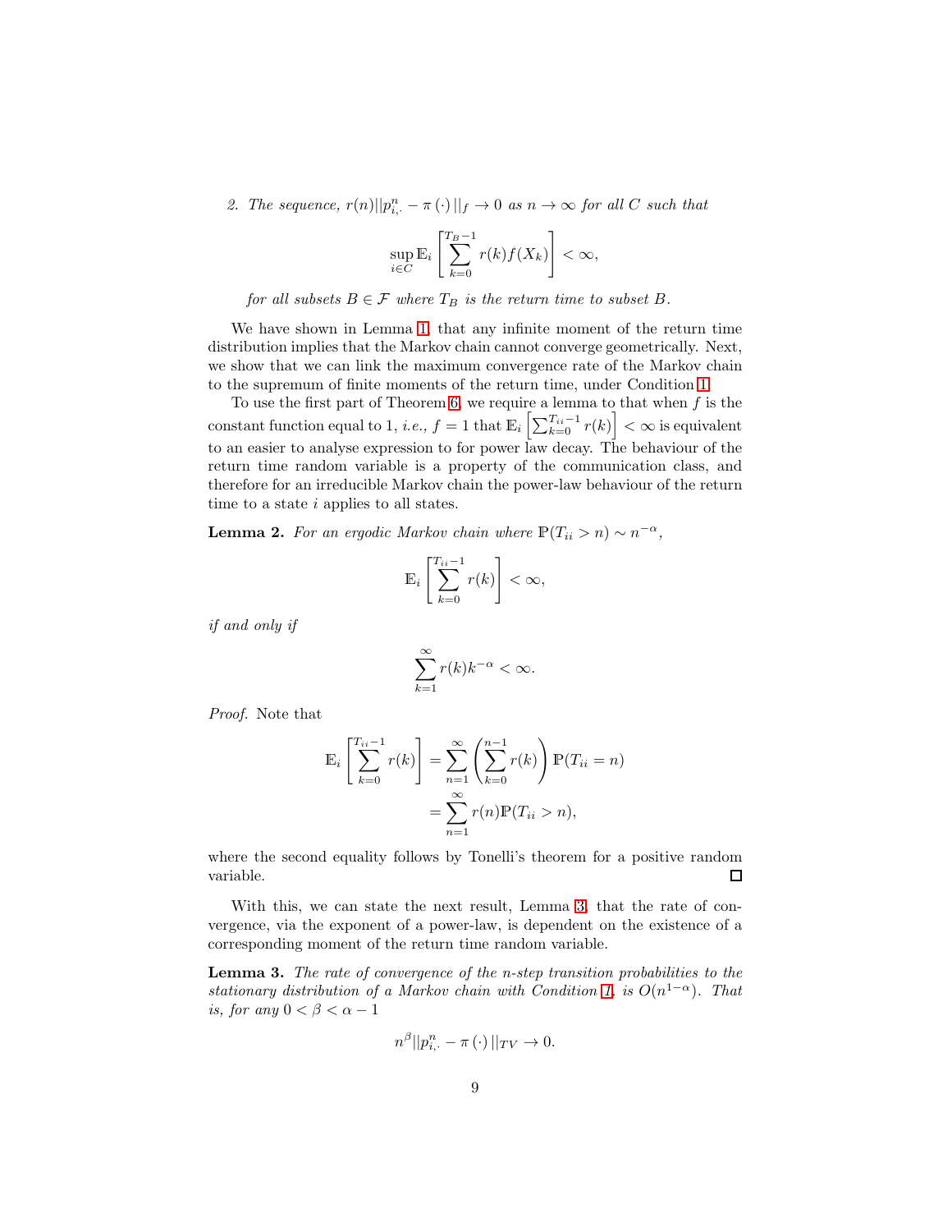2. *The sequence,* $r(n)||p^n_{i,\cdot} - \pi(\cdot)||_f \to 0$ *as* $n \to \infty$ *for all* $C$ *such that*

$$\sup_{i \in C} \mathbb{E}_i \left[ \sum_{k=0}^{T_B - 1} r(k) f(X_k) \right] < \infty,$$

*for all subsets* $B \in \mathcal{F}$ *where* $T_B$ *is the return time to subset* $B$.

We have shown in Lemma 1, that any infinite moment of the return time distribution implies that the Markov chain cannot converge geometrically. Next, we show that we can link the maximum convergence rate of the Markov chain to the supremum of finite moments of the return time, under Condition 1.

To use the first part of Theorem 6, we require a lemma to that when $f$ is the constant function equal to 1, *i.e.*, $f = 1$ that $\mathbb{E}_i \left[ \sum_{k=0}^{T_{ii}-1} r(k) \right] < \infty$ is equivalent to an easier to analyse expression to for power law decay. The behaviour of the return time random variable is a property of the communication class, and therefore for an irreducible Markov chain the power-law behaviour of the return time to a state $i$ applies to all states.

**Lemma 2.** *For an ergodic Markov chain where* $\mathbb{P}(T_{ii} > n) \sim n^{-\alpha}$,

$$\mathbb{E}_i \left[ \sum_{k=0}^{T_{ii}-1} r(k) \right] < \infty,$$

*if and only if*

$$\sum_{k=1}^{\infty} r(k) k^{-\alpha} < \infty.$$

*Proof.* Note that

$$\begin{aligned}
\mathbb{E}_i \left[ \sum_{k=0}^{T_{ii}-1} r(k) \right] &= \sum_{n=1}^{\infty} \left( \sum_{k=0}^{n-1} r(k) \right) \mathbb{P}(T_{ii} = n) \\
&= \sum_{n=1}^{\infty} r(n) \mathbb{P}(T_{ii} > n),
\end{aligned}$$

where the second equality follows by Tonelli's theorem for a positive random variable. □

With this, we can state the next result, Lemma 3, that the rate of convergence, via the exponent of a power-law, is dependent on the existence of a corresponding moment of the return time random variable.

**Lemma 3.** *The rate of convergence of the n-step transition probabilities to the stationary distribution of a Markov chain with Condition 1, is* $O(n^{1-\alpha})$. *That is, for any* $0 < \beta < \alpha - 1$

$$n^{\beta} ||p^n_{i,\cdot} - \pi(\cdot)||_{TV} \to 0.$$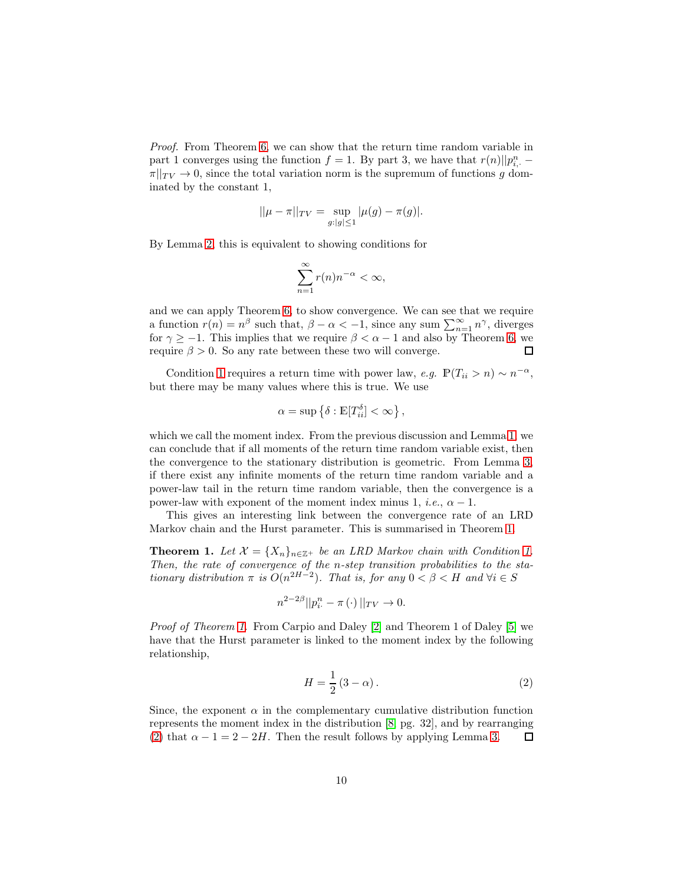*Proof.* From Theorem 6, we can show that the return time random variable in part 1 converges using the function $f = 1$. By part 3, we have that $r(n)||p^n_{i,\cdot} - \pi||_{TV} \to 0$, since the total variation norm is the supremum of functions $g$ dominated by the constant 1,

$$||\mu - \pi||_{TV} = \sup_{g:|g|\leq 1} |\mu(g) - \pi(g)|.$$

By Lemma 2, this is equivalent to showing conditions for

$$\sum_{n=1}^{\infty} r(n)n^{-\alpha} < \infty,$$

and we can apply Theorem 6, to show convergence. We can see that we require a function $r(n) = n^{\beta}$ such that, $\beta - \alpha < -1$, since any sum $\sum_{n=1}^{\infty} n^{\gamma}$, diverges for $\gamma \geq -1$. This implies that we require $\beta < \alpha - 1$ and also by Theorem 6, we require $\beta > 0$. So any rate between these two will converge. $\square$

Condition 1 requires a return time with power law, *e.g.* $\mathbb{P}(T_{ii} > n) \sim n^{-\alpha}$, but there may be many values where this is true. We use

$$\alpha = \sup\left\{\delta : \mathbb{E}[T_{ii}^{\delta}] < \infty\right\},$$

which we call the moment index. From the previous discussion and Lemma 1, we can conclude that if all moments of the return time random variable exist, then the convergence to the stationary distribution is geometric. From Lemma 3, if there exist any infinite moments of the return time random variable and a power-law tail in the return time random variable, then the convergence is a power-law with exponent of the moment index minus 1, *i.e.*, $\alpha - 1$.

This gives an interesting link between the convergence rate of an LRD Markov chain and the Hurst parameter. This is summarised in Theorem 1.

**Theorem 1.** *Let $\mathcal{X} = \{X_n\}_{n\in\mathbb{Z}^+}$ be an LRD Markov chain with Condition 1. Then, the rate of convergence of the $n$-step transition probabilities to the stationary distribution $\pi$ is $O(n^{2H-2})$. That is, for any $0 < \beta < H$ and $\forall i \in S$*

$$n^{2-2\beta}||p^n_{i\cdot} - \pi\,(\cdot)\,||_{TV} \to 0.$$

*Proof of Theorem 1.* From Carpio and Daley [2] and Theorem 1 of Daley [5] we have that the Hurst parameter is linked to the moment index by the following relationship,

$$H = \frac{1}{2}\,(3 - \alpha)\,. \tag{2}$$

Since, the exponent $\alpha$ in the complementary cumulative distribution function represents the moment index in the distribution [8, pg. 32], and by rearranging (2) that $\alpha - 1 = 2 - 2H$. Then the result follows by applying Lemma 3. $\square$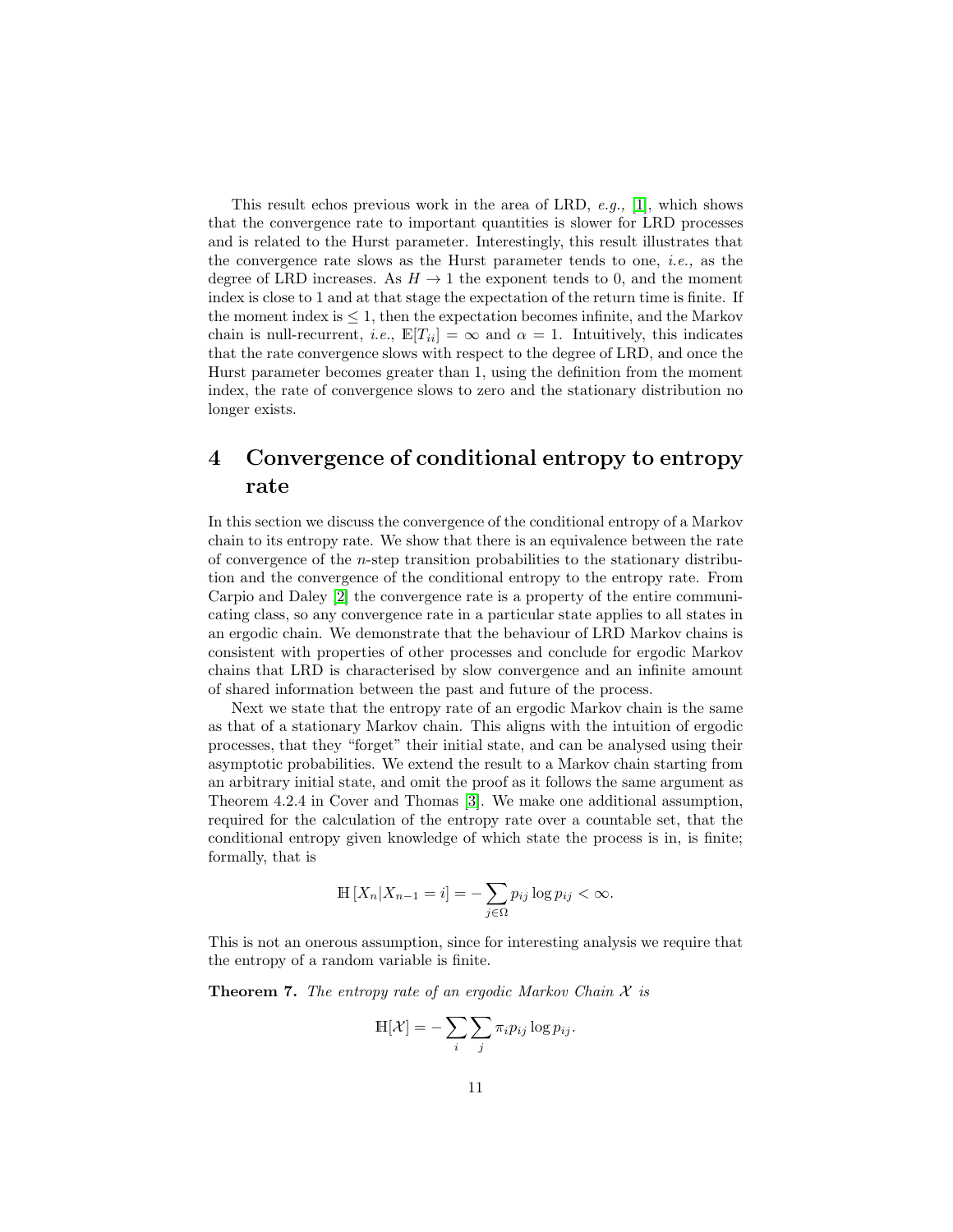This result echos previous work in the area of LRD, *e.g.,* [1], which shows that the convergence rate to important quantities is slower for LRD processes and is related to the Hurst parameter. Interestingly, this result illustrates that the convergence rate slows as the Hurst parameter tends to one, *i.e.,* as the degree of LRD increases. As $H \to 1$ the exponent tends to 0, and the moment index is close to 1 and at that stage the expectation of the return time is finite. If the moment index is $\leq 1$, then the expectation becomes infinite, and the Markov chain is null-recurrent, *i.e.,* $\mathbb{E}[T_{ii}] = \infty$ and $\alpha = 1$. Intuitively, this indicates that the rate convergence slows with respect to the degree of LRD, and once the Hurst parameter becomes greater than 1, using the definition from the moment index, the rate of convergence slows to zero and the stationary distribution no longer exists.

# 4 Convergence of conditional entropy to entropy rate

In this section we discuss the convergence of the conditional entropy of a Markov chain to its entropy rate. We show that there is an equivalence between the rate of convergence of the $n$-step transition probabilities to the stationary distribution and the convergence of the conditional entropy to the entropy rate. From Carpio and Daley [2] the convergence rate is a property of the entire communicating class, so any convergence rate in a particular state applies to all states in an ergodic chain. We demonstrate that the behaviour of LRD Markov chains is consistent with properties of other processes and conclude for ergodic Markov chains that LRD is characterised by slow convergence and an infinite amount of shared information between the past and future of the process.

Next we state that the entropy rate of an ergodic Markov chain is the same as that of a stationary Markov chain. This aligns with the intuition of ergodic processes, that they "forget" their initial state, and can be analysed using their asymptotic probabilities. We extend the result to a Markov chain starting from an arbitrary initial state, and omit the proof as it follows the same argument as Theorem 4.2.4 in Cover and Thomas [3]. We make one additional assumption, required for the calculation of the entropy rate over a countable set, that the conditional entropy given knowledge of which state the process is in, is finite; formally, that is

$$\mathbb{H}\left[X_n | X_{n-1} = i\right] = -\sum_{j \in \Omega} p_{ij} \log p_{ij} < \infty.$$

This is not an onerous assumption, since for interesting analysis we require that the entropy of a random variable is finite.

**Theorem 7.** *The entropy rate of an ergodic Markov Chain $\mathcal{X}$ is*

$$\mathbb{H}[\mathcal{X}] = -\sum_{i} \sum_{j} \pi_i p_{ij} \log p_{ij}.$$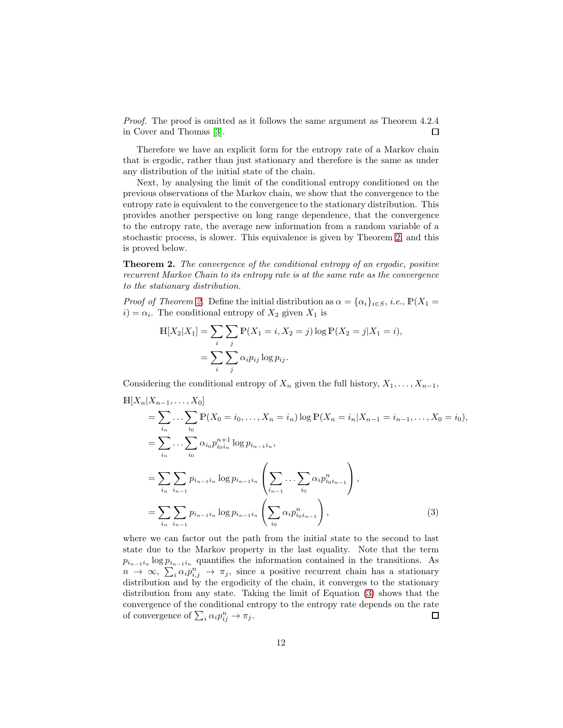*Proof.* The proof is omitted as it follows the same argument as Theorem 4.2.4 in Cover and Thomas [3]. □

Therefore we have an explicit form for the entropy rate of a Markov chain that is ergodic, rather than just stationary and therefore is the same as under any distribution of the initial state of the chain.

Next, by analysing the limit of the conditional entropy conditioned on the previous observations of the Markov chain, we show that the convergence to the entropy rate is equivalent to the convergence to the stationary distribution. This provides another perspective on long range dependence, that the convergence to the entropy rate, the average new information from a random variable of a stochastic process, is slower. This equivalence is given by Theorem 2, and this is proved below.

**Theorem 2.** *The convergence of the conditional entropy of an ergodic, positive recurrent Markov Chain to its entropy rate is at the same rate as the convergence to the stationary distribution.*

*Proof of Theorem 2.* Define the initial distribution as $\alpha = \{\alpha_i\}_{i \in S}$, *i.e.*, $\mathbb{P}(X_1 = i) = \alpha_i$. The conditional entropy of $X_2$ given $X_1$ is

$$
\begin{aligned}
\mathbb{H}[X_2|X_1] &= \sum_i \sum_j \mathbb{P}(X_1 = i, X_2 = j) \log \mathbb{P}(X_2 = j | X_1 = i), \\
&= \sum_i \sum_j \alpha_i p_{ij} \log p_{ij}.
\end{aligned}
$$

Considering the conditional entropy of $X_n$ given the full history, $X_1, \ldots, X_{n-1}$,

$$
\begin{aligned}
&\mathbb{H}[X_n|X_{n-1}, \ldots, X_0] \\
&\quad = \sum_{i_n} \cdots \sum_{i_0} \mathbb{P}(X_0 = i_0, \ldots, X_n = i_n) \log \mathbb{P}(X_n = i_n | X_{n-1} = i_{n-1}, \ldots, X_0 = i_0), \\
&\quad = \sum_{i_n} \cdots \sum_{i_0} \alpha_{i_0} p^{n+1}_{i_0 i_n} \log p_{i_{n-1} i_n}, \\
&\quad = \sum_{i_n} \sum_{i_{n-1}} p_{i_{n-1} i_n} \log p_{i_{n-1} i_n} \left( \sum_{i_{n-1}} \cdots \sum_{i_0} \alpha_i p^n_{i_0 i_{n-1}} \right), \\
&\quad = \sum_{i_n} \sum_{i_{n-1}} p_{i_{n-1} i_n} \log p_{i_{n-1} i_n} \left( \sum_{i_0} \alpha_i p^n_{i_0 i_{n-1}} \right), \qquad (3)
\end{aligned}
$$

where we can factor out the path from the initial state to the second to last state due to the Markov property in the last equality. Note that the term $p_{i_{n-1} i_n} \log p_{i_{n-1} i_n}$ quantifies the information contained in the transitions. As $n \to \infty$, $\sum_i \alpha_i p^n_{i,j} \to \pi_j$, since a positive recurrent chain has a stationary distribution and by the ergodicity of the chain, it converges to the stationary distribution from any state. Taking the limit of Equation (3) shows that the convergence of the conditional entropy to the entropy rate depends on the rate of convergence of $\sum_i \alpha_i p^n_{ij} \to \pi_j$. □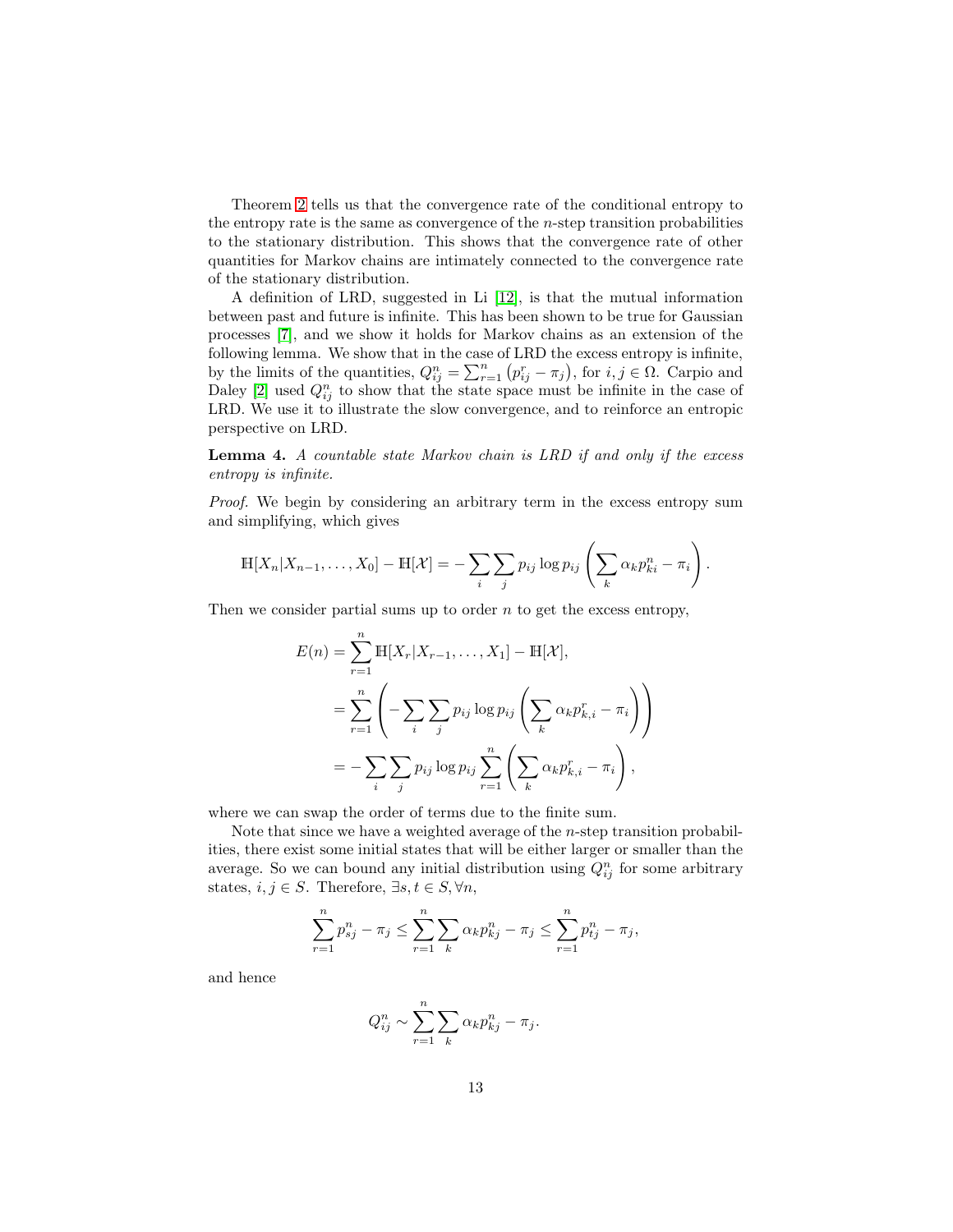Theorem 2 tells us that the convergence rate of the conditional entropy to the entropy rate is the same as convergence of the $n$-step transition probabilities to the stationary distribution. This shows that the convergence rate of other quantities for Markov chains are intimately connected to the convergence rate of the stationary distribution.

A definition of LRD, suggested in Li [12], is that the mutual information between past and future is infinite. This has been shown to be true for Gaussian processes [7], and we show it holds for Markov chains as an extension of the following lemma. We show that in the case of LRD the excess entropy is infinite, by the limits of the quantities, $Q_{ij}^n = \sum_{r=1}^{n} \left( p_{ij}^r - \pi_j \right)$, for $i, j \in \Omega$. Carpio and Daley [2] used $Q_{ij}^n$ to show that the state space must be infinite in the case of LRD. We use it to illustrate the slow convergence, and to reinforce an entropic perspective on LRD.

**Lemma 4.** *A countable state Markov chain is LRD if and only if the excess entropy is infinite.*

*Proof.* We begin by considering an arbitrary term in the excess entropy sum and simplifying, which gives

$$\mathbb{H}[X_n | X_{n-1}, \ldots, X_0] - \mathbb{H}[\mathcal{X}] = -\sum_i \sum_j p_{ij} \log p_{ij} \left( \sum_k \alpha_k p_{ki}^n - \pi_i \right).$$

Then we consider partial sums up to order $n$ to get the excess entropy,

$$\begin{aligned}
E(n) &= \sum_{r=1}^{n} \mathbb{H}[X_r | X_{r-1}, \ldots, X_1] - \mathbb{H}[\mathcal{X}], \\
&= \sum_{r=1}^{n} \left( -\sum_i \sum_j p_{ij} \log p_{ij} \left( \sum_k \alpha_k p_{k,i}^r - \pi_i \right) \right) \\
&= -\sum_i \sum_j p_{ij} \log p_{ij} \sum_{r=1}^{n} \left( \sum_k \alpha_k p_{k,i}^r - \pi_i \right),
\end{aligned}$$

where we can swap the order of terms due to the finite sum.

Note that since we have a weighted average of the $n$-step transition probabilities, there exist some initial states that will be either larger or smaller than the average. So we can bound any initial distribution using $Q_{ij}^n$ for some arbitrary states, $i, j \in S$. Therefore, $\exists s, t \in S, \forall n$,

$$\sum_{r=1}^{n} p_{sj}^n - \pi_j \leq \sum_{r=1}^{n} \sum_k \alpha_k p_{kj}^n - \pi_j \leq \sum_{r=1}^{n} p_{tj}^n - \pi_j,$$

and hence

$$Q_{ij}^n \sim \sum_{r=1}^{n} \sum_k \alpha_k p_{kj}^n - \pi_j.$$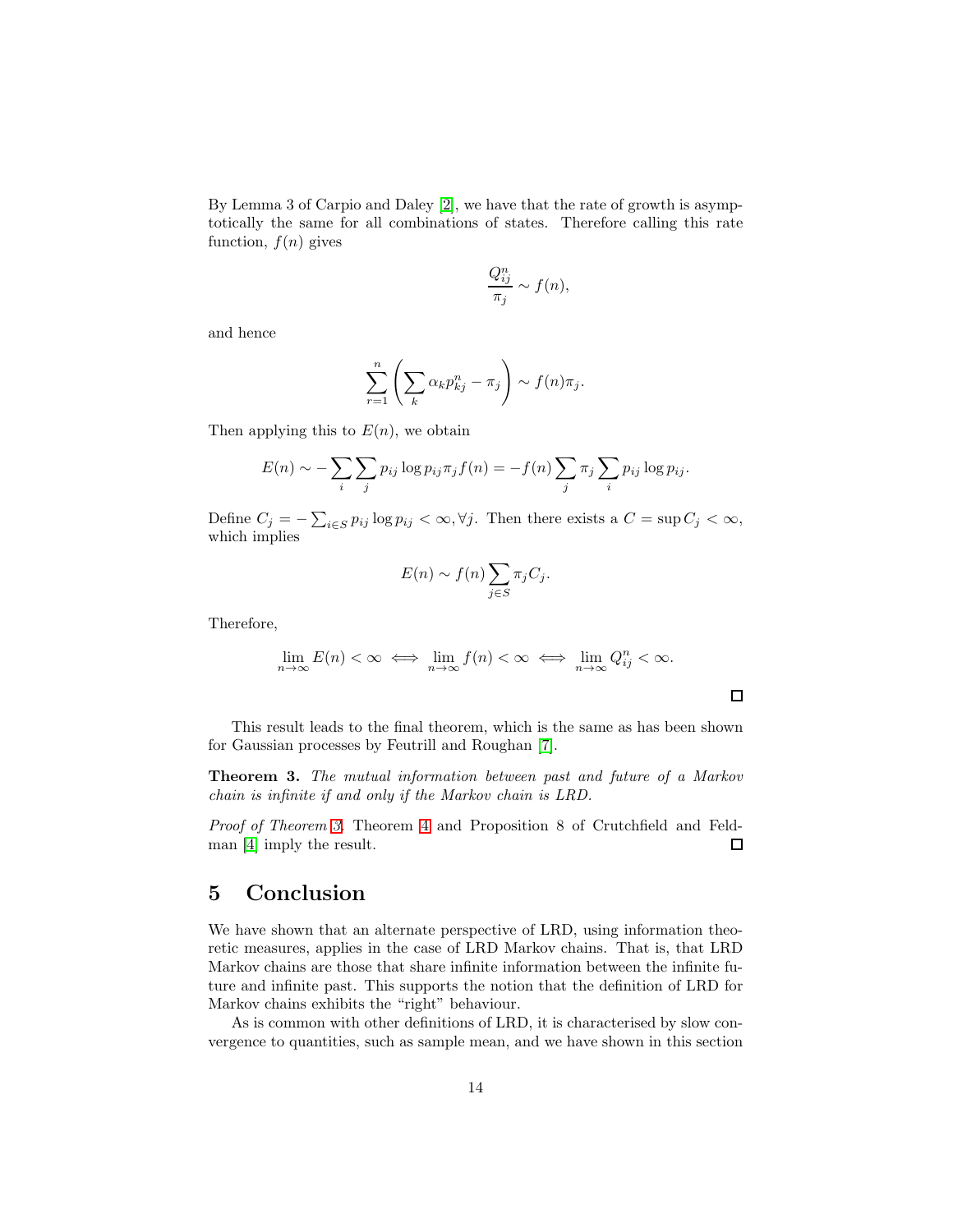By Lemma 3 of Carpio and Daley [2], we have that the rate of growth is asymptotically the same for all combinations of states. Therefore calling this rate function, $f(n)$ gives

$$\frac{Q_{ij}^n}{\pi_j} \sim f(n),$$

and hence

$$\sum_{r=1}^{n} \left( \sum_{k} \alpha_k p_{kj}^n - \pi_j \right) \sim f(n)\pi_j.$$

Then applying this to $E(n)$, we obtain

$$E(n) \sim -\sum_i \sum_j p_{ij} \log p_{ij} \pi_j f(n) = -f(n) \sum_j \pi_j \sum_i p_{ij} \log p_{ij}.$$

Define $C_j = -\sum_{i \in S} p_{ij} \log p_{ij} < \infty, \forall j$. Then there exists a $C = \sup C_j < \infty$, which implies

$$E(n) \sim f(n) \sum_{j \in S} \pi_j C_j.$$

Therefore,

$$\lim_{n \to \infty} E(n) < \infty \iff \lim_{n \to \infty} f(n) < \infty \iff \lim_{n \to \infty} Q_{ij}^n < \infty.$$

□

This result leads to the final theorem, which is the same as has been shown for Gaussian processes by Feutrill and Roughan [7].

**Theorem 3.** *The mutual information between past and future of a Markov chain is infinite if and only if the Markov chain is LRD.*

*Proof of Theorem 3.* Theorem 4 and Proposition 8 of Crutchfield and Feldman [4] imply the result. □

## 5 Conclusion

We have shown that an alternate perspective of LRD, using information theoretic measures, applies in the case of LRD Markov chains. That is, that LRD Markov chains are those that share infinite information between the infinite future and infinite past. This supports the notion that the definition of LRD for Markov chains exhibits the "right" behaviour.

As is common with other definitions of LRD, it is characterised by slow convergence to quantities, such as sample mean, and we have shown in this section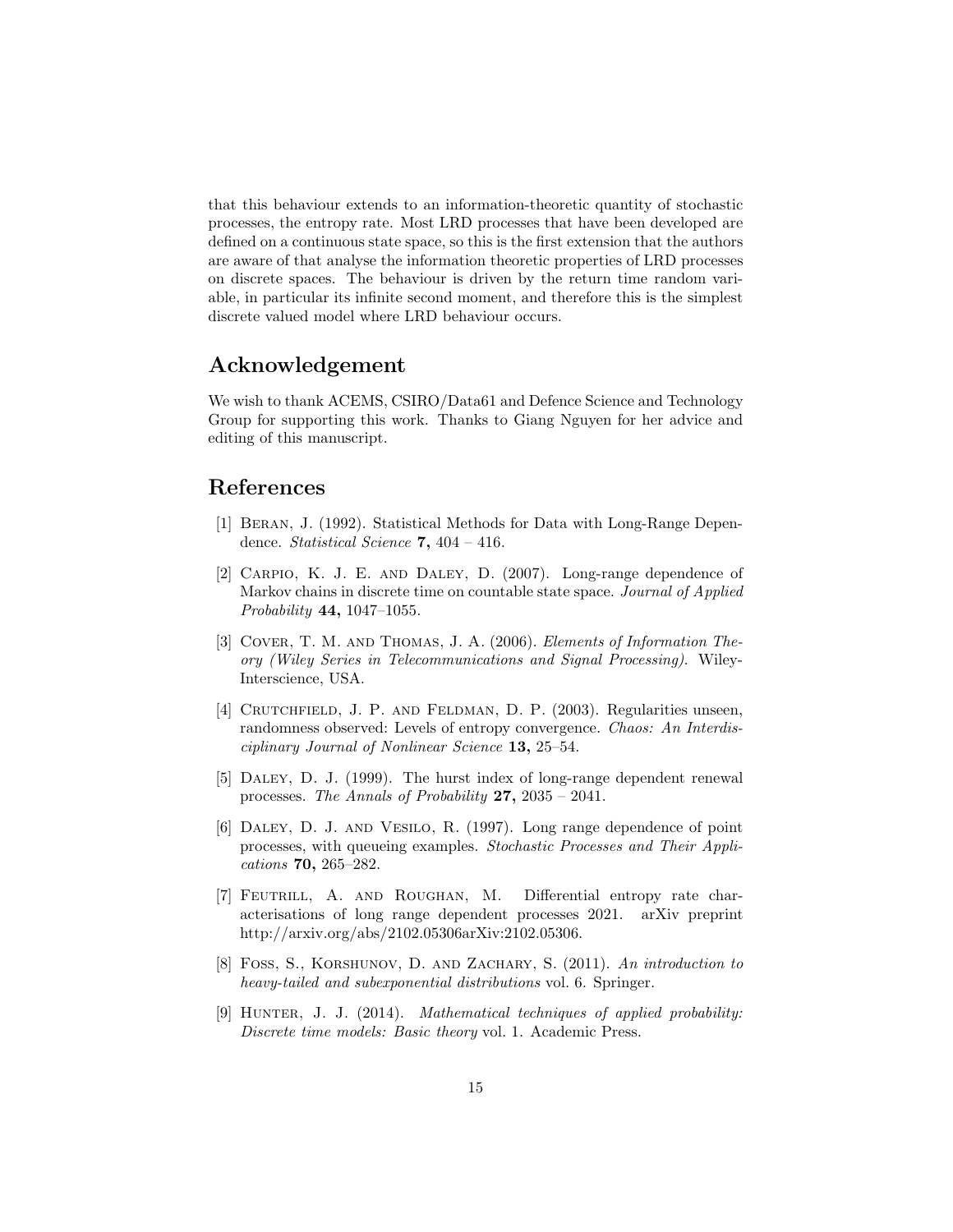that this behaviour extends to an information-theoretic quantity of stochastic processes, the entropy rate. Most LRD processes that have been developed are defined on a continuous state space, so this is the first extension that the authors are aware of that analyse the information theoretic properties of LRD processes on discrete spaces. The behaviour is driven by the return time random variable, in particular its infinite second moment, and therefore this is the simplest discrete valued model where LRD behaviour occurs.

## Acknowledgement

We wish to thank ACEMS, CSIRO/Data61 and Defence Science and Technology Group for supporting this work. Thanks to Giang Nguyen for her advice and editing of this manuscript.

## References

[1] Beran, J. (1992). Statistical Methods for Data with Long-Range Dependence. *Statistical Science* **7,** 404 – 416.

[2] Carpio, K. J. E. and Daley, D. (2007). Long-range dependence of Markov chains in discrete time on countable state space. *Journal of Applied Probability* **44,** 1047–1055.

[3] Cover, T. M. and Thomas, J. A. (2006). *Elements of Information Theory (Wiley Series in Telecommunications and Signal Processing).* Wiley-Interscience, USA.

[4] Crutchfield, J. P. and Feldman, D. P. (2003). Regularities unseen, randomness observed: Levels of entropy convergence. *Chaos: An Interdisciplinary Journal of Nonlinear Science* **13,** 25–54.

[5] Daley, D. J. (1999). The hurst index of long-range dependent renewal processes. *The Annals of Probability* **27,** 2035 – 2041.

[6] Daley, D. J. and Vesilo, R. (1997). Long range dependence of point processes, with queueing examples. *Stochastic Processes and Their Applications* **70,** 265–282.

[7] Feutrill, A. and Roughan, M. Differential entropy rate characterisations of long range dependent processes 2021. arXiv preprint http://arxiv.org/abs/2102.05306arXiv:2102.05306.

[8] Foss, S., Korshunov, D. and Zachary, S. (2011). *An introduction to heavy-tailed and subexponential distributions* vol. 6. Springer.

[9] Hunter, J. J. (2014). *Mathematical techniques of applied probability: Discrete time models: Basic theory* vol. 1. Academic Press.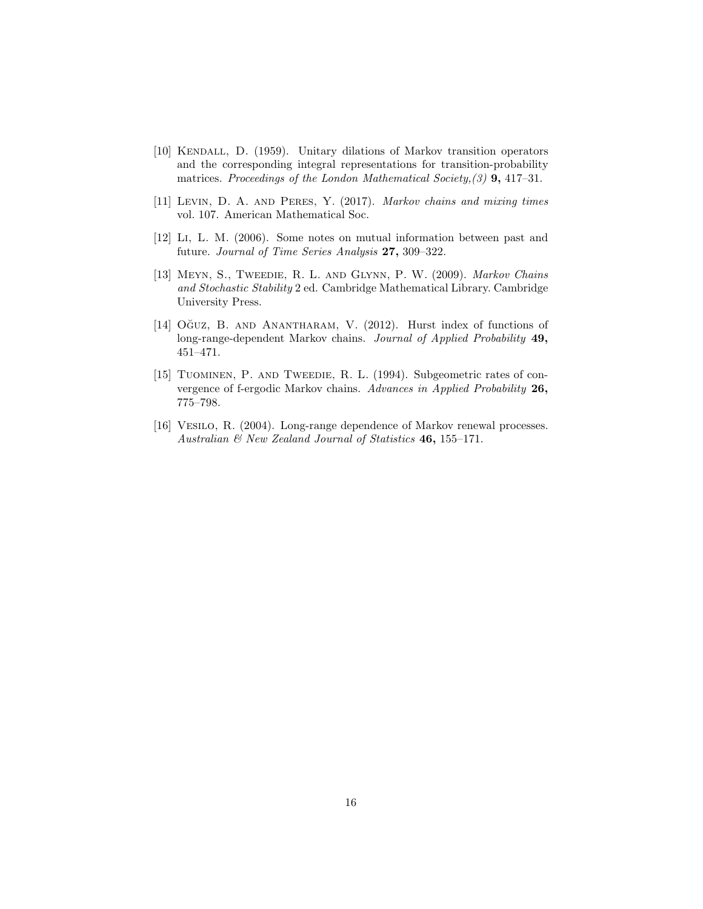[10] Kendall, D. (1959). Unitary dilations of Markov transition operators and the corresponding integral representations for transition-probability matrices. *Proceedings of the London Mathematical Society,(3)* **9,** 417–31.

[11] Levin, D. A. and Peres, Y. (2017). *Markov chains and mixing times* vol. 107. American Mathematical Soc.

[12] Li, L. M. (2006). Some notes on mutual information between past and future. *Journal of Time Series Analysis* **27,** 309–322.

[13] Meyn, S., Tweedie, R. L. and Glynn, P. W. (2009). *Markov Chains and Stochastic Stability* 2 ed. Cambridge Mathematical Library. Cambridge University Press.

[14] Oğuz, B. and Anantharam, V. (2012). Hurst index of functions of long-range-dependent Markov chains. *Journal of Applied Probability* **49,** 451–471.

[15] Tuominen, P. and Tweedie, R. L. (1994). Subgeometric rates of convergence of f-ergodic Markov chains. *Advances in Applied Probability* **26,** 775–798.

[16] Vesilo, R. (2004). Long-range dependence of Markov renewal processes. *Australian & New Zealand Journal of Statistics* **46,** 155–171.